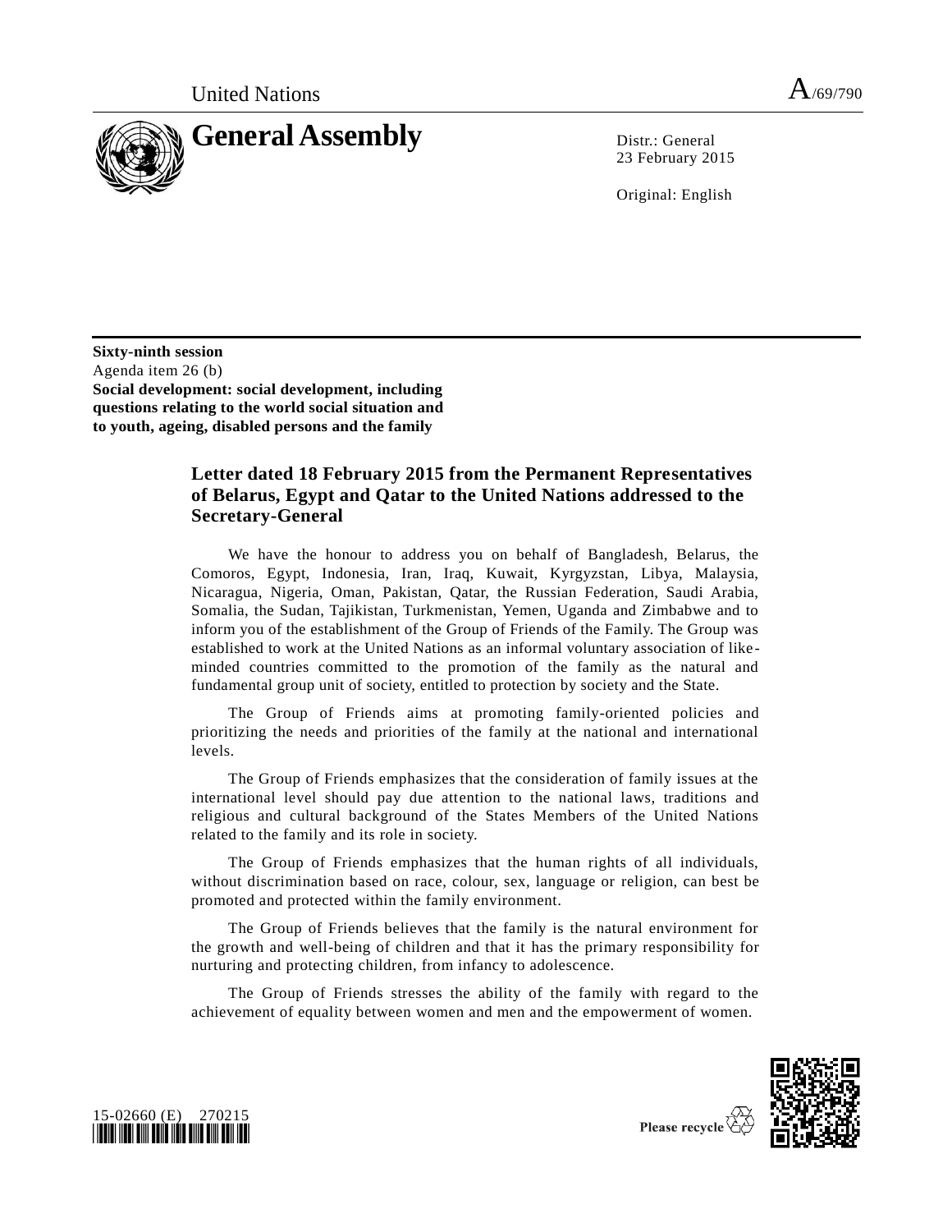United Nations A/69/790

# General Assembly

Distr.: General
23 February 2015

Original: English

**Sixty-ninth session**
Agenda item 26 (b)
**Social development: social development, including questions relating to the world social situation and to youth, ageing, disabled persons and the family**

## Letter dated 18 February 2015 from the Permanent Representatives of Belarus, Egypt and Qatar to the United Nations addressed to the Secretary-General

We have the honour to address you on behalf of Bangladesh, Belarus, the Comoros, Egypt, Indonesia, Iran, Iraq, Kuwait, Kyrgyzstan, Libya, Malaysia, Nicaragua, Nigeria, Oman, Pakistan, Qatar, the Russian Federation, Saudi Arabia, Somalia, the Sudan, Tajikistan, Turkmenistan, Yemen, Uganda and Zimbabwe and to inform you of the establishment of the Group of Friends of the Family. The Group was established to work at the United Nations as an informal voluntary association of like-minded countries committed to the promotion of the family as the natural and fundamental group unit of society, entitled to protection by society and the State.

The Group of Friends aims at promoting family-oriented policies and prioritizing the needs and priorities of the family at the national and international levels.

The Group of Friends emphasizes that the consideration of family issues at the international level should pay due attention to the national laws, traditions and religious and cultural background of the States Members of the United Nations related to the family and its role in society.

The Group of Friends emphasizes that the human rights of all individuals, without discrimination based on race, colour, sex, language or religion, can best be promoted and protected within the family environment.

The Group of Friends believes that the family is the natural environment for the growth and well-being of children and that it has the primary responsibility for nurturing and protecting children, from infancy to adolescence.

The Group of Friends stresses the ability of the family with regard to the achievement of equality between women and men and the empowerment of women.

15-02660 (E) 270215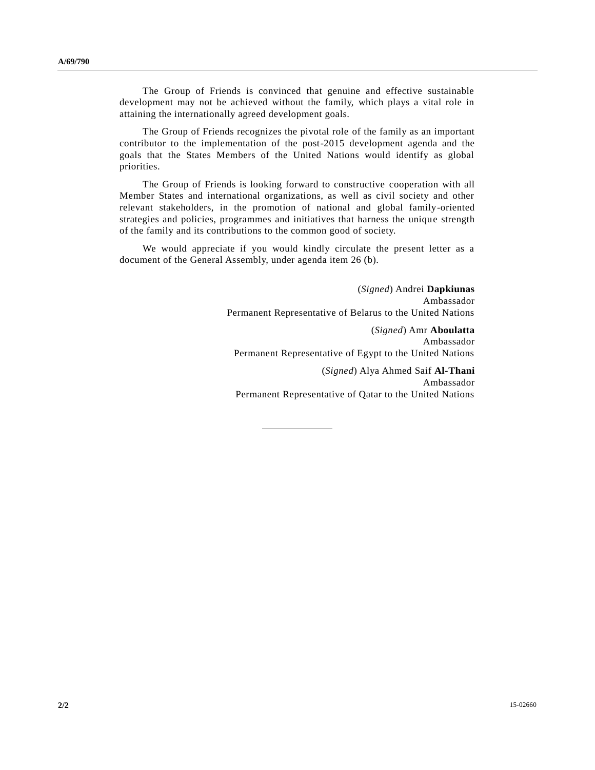The Group of Friends is convinced that genuine and effective sustainable development may not be achieved without the family, which plays a vital role in attaining the internationally agreed development goals.

The Group of Friends recognizes the pivotal role of the family as an important contributor to the implementation of the post-2015 development agenda and the goals that the States Members of the United Nations would identify as global priorities.

The Group of Friends is looking forward to constructive cooperation with all Member States and international organizations, as well as civil society and other relevant stakeholders, in the promotion of national and global family-oriented strategies and policies, programmes and initiatives that harness the unique strength of the family and its contributions to the common good of society.

We would appreciate if you would kindly circulate the present letter as a document of the General Assembly, under agenda item 26 (b).

(*Signed*) Andrei **Dapkiunas**
Ambassador
Permanent Representative of Belarus to the United Nations

(*Signed*) Amr **Aboulatta**
Ambassador
Permanent Representative of Egypt to the United Nations

(*Signed*) Alya Ahmed Saif **Al-Thani**
Ambassador
Permanent Representative of Qatar to the United Nations